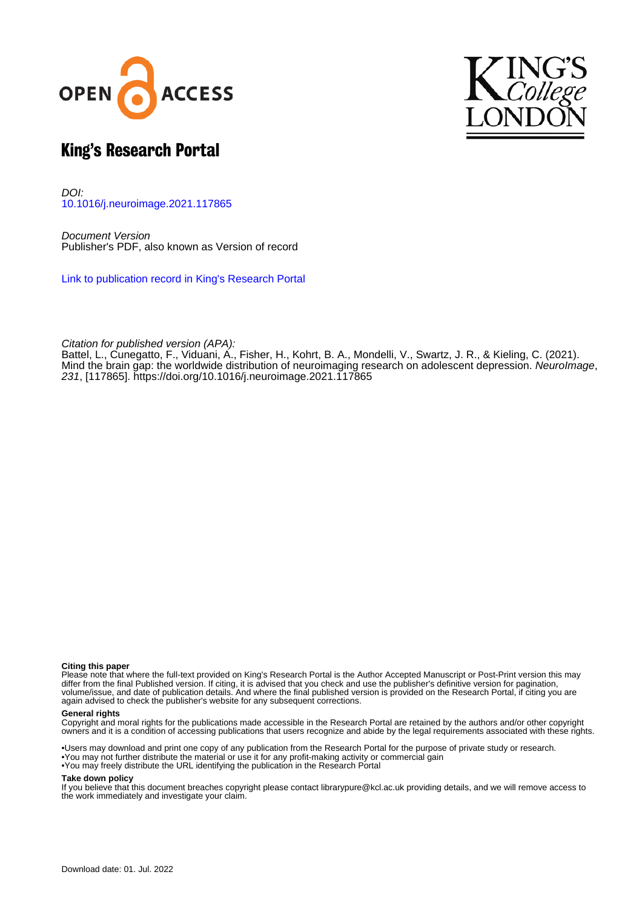# King's Research Portal

*DOI:*
10.1016/j.neuroimage.2021.117865

*Document Version*
Publisher's PDF, also known as Version of record

Link to publication record in King's Research Portal

*Citation for published version (APA):*
Battel, L., Cunegatto, F., Viduani, A., Fisher, H., Kohrt, B. A., Mondelli, V., Swartz, J. R., & Kieling, C. (2021). Mind the brain gap: the worldwide distribution of neuroimaging research on adolescent depression. *NeuroImage*, *231*, [117865]. https://doi.org/10.1016/j.neuroimage.2021.117865

**Citing this paper**
Please note that where the full-text provided on King's Research Portal is the Author Accepted Manuscript or Post-Print version this may differ from the final Published version. If citing, it is advised that you check and use the publisher's definitive version for pagination, volume/issue, and date of publication details. And where the final published version is provided on the Research Portal, if citing you are again advised to check the publisher's website for any subsequent corrections.

**General rights**
Copyright and moral rights for the publications made accessible in the Research Portal are retained by the authors and/or other copyright owners and it is a condition of accessing publications that users recognize and abide by the legal requirements associated with these rights.

- •Users may download and print one copy of any publication from the Research Portal for the purpose of private study or research.
- •You may not further distribute the material or use it for any profit-making activity or commercial gain
- •You may freely distribute the URL identifying the publication in the Research Portal

**Take down policy**
If you believe that this document breaches copyright please contact librarypure@kcl.ac.uk providing details, and we will remove access to the work immediately and investigate your claim.

Download date: 01. Jul. 2022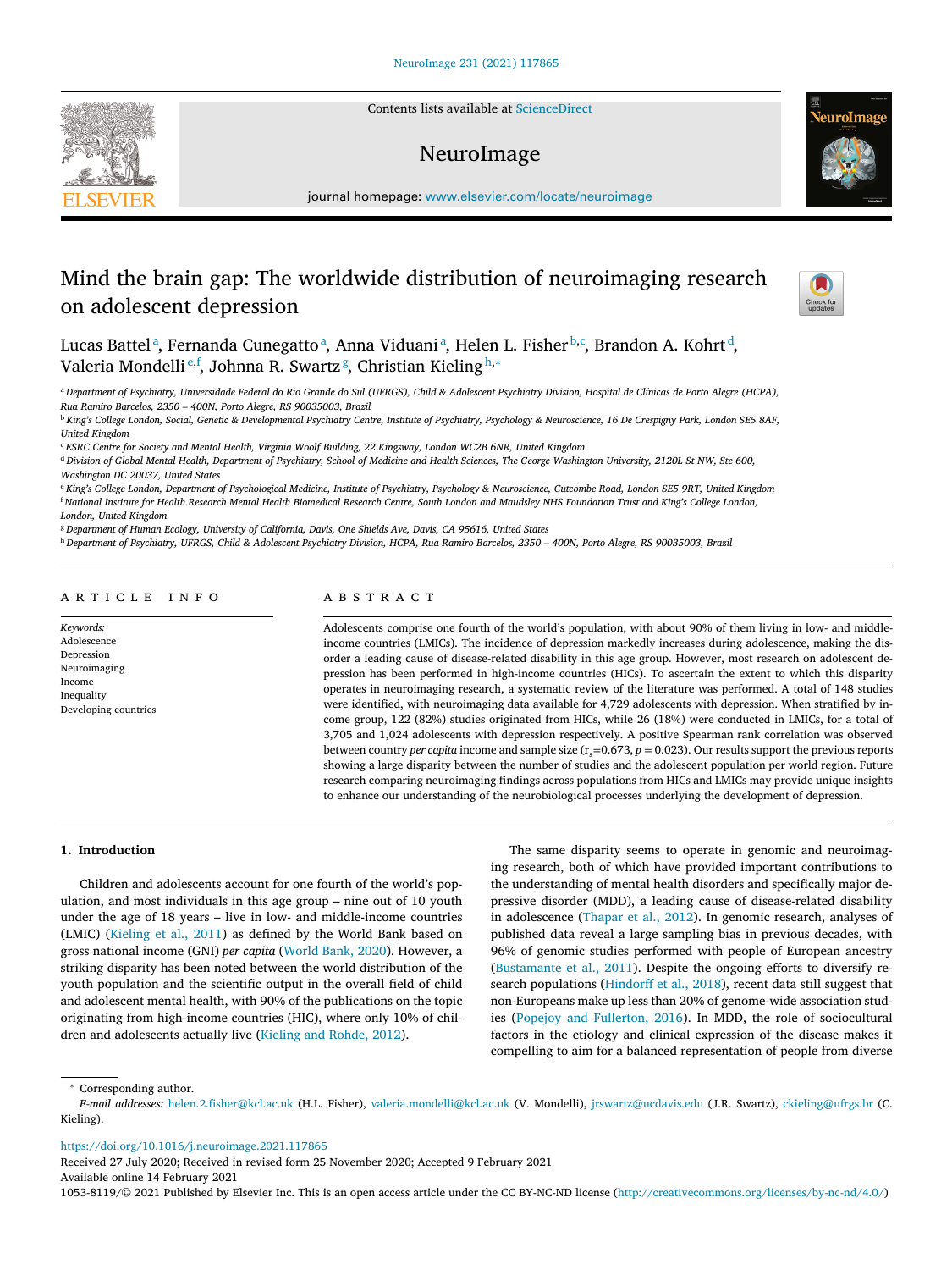# Mind the brain gap: The worldwide distribution of neuroimaging research on adolescent depression

Lucas Battel[a], Fernanda Cunegatto[a], Anna Viduani[a], Helen L. Fisher[b,c], Brandon A. Kohrt[d], Valeria Mondelli[e,f], Johnna R. Swartz[g], Christian Kieling[h,*]

[a] Department of Psychiatry, Universidade Federal do Rio Grande do Sul (UFRGS), Child & Adolescent Psychiatry Division, Hospital de Clínicas de Porto Alegre (HCPA), Rua Ramiro Barcelos, 2350 – 400N, Porto Alegre, RS 90035003, Brazil

[b] King's College London, Social, Genetic & Developmental Psychiatry Centre, Institute of Psychiatry, Psychology & Neuroscience, 16 De Crespigny Park, London SE5 8AF, United Kingdom

[c] ESRC Centre for Society and Mental Health, Virginia Woolf Building, 22 Kingsway, London WC2B 6NR, United Kingdom

[d] Division of Global Mental Health, Department of Psychiatry, School of Medicine and Health Sciences, The George Washington University, 2120L St NW, Ste 600, Washington DC 20037, United States

[e] King's College London, Department of Psychological Medicine, Institute of Psychiatry, Psychology & Neuroscience, Cutcombe Road, London SE5 9RT, United Kingdom

[f] National Institute for Health Research Mental Health Biomedical Research Centre, South London and Maudsley NHS Foundation Trust and King's College London, London, United Kingdom

[g] Department of Human Ecology, University of California, Davis, One Shields Ave, Davis, CA 95616, United States

[h] Department of Psychiatry, UFRGS, Child & Adolescent Psychiatry Division, HCPA, Rua Ramiro Barcelos, 2350 – 400N, Porto Alegre, RS 90035003, Brazil

## ARTICLE INFO

*Keywords:*
Adolescence
Depression
Neuroimaging
Income
Inequality
Developing countries

## ABSTRACT

Adolescents comprise one fourth of the world's population, with about 90% of them living in low- and middle-income countries (LMICs). The incidence of depression markedly increases during adolescence, making the disorder a leading cause of disease-related disability in this age group. However, most research on adolescent depression has been performed in high-income countries (HICs). To ascertain the extent to which this disparity operates in neuroimaging research, a systematic review of the literature was performed. A total of 148 studies were identified, with neuroimaging data available for 4,729 adolescents with depression. When stratified by income group, 122 (82%) studies originated from HICs, while 26 (18%) were conducted in LMICs, for a total of 3,705 and 1,024 adolescents with depression respectively. A positive Spearman rank correlation was observed between country *per capita* income and sample size ($r_s$=0.673, $p$ = 0.023). Our results support the previous reports showing a large disparity between the number of studies and the adolescent population per world region. Future research comparing neuroimaging findings across populations from HICs and LMICs may provide unique insights to enhance our understanding of the neurobiological processes underlying the development of depression.

## 1. Introduction

Children and adolescents account for one fourth of the world's population, and most individuals in this age group – nine out of 10 youth under the age of 18 years – live in low- and middle-income countries (LMIC) (Kieling et al., 2011) as defined by the World Bank based on gross national income (GNI) *per capita* (World Bank, 2020). However, a striking disparity has been noted between the world distribution of the youth population and the scientific output in the overall field of child and adolescent mental health, with 90% of the publications on the topic originating from high-income countries (HIC), where only 10% of children and adolescents actually live (Kieling and Rohde, 2012).

The same disparity seems to operate in genomic and neuroimaging research, both of which have provided important contributions to the understanding of mental health disorders and specifically major depressive disorder (MDD), a leading cause of disease-related disability in adolescence (Thapar et al., 2012). In genomic research, analyses of published data reveal a large sampling bias in previous decades, with 96% of genomic studies performed with people of European ancestry (Bustamante et al., 2011). Despite the ongoing efforts to diversify research populations (Hindorff et al., 2018), recent data still suggest that non-Europeans make up less than 20% of genome-wide association studies (Popejoy and Fullerton, 2016). In MDD, the role of sociocultural factors in the etiology and clinical expression of the disease makes it compelling to aim for a balanced representation of people from diverse

* Corresponding author.
*E-mail addresses:* helen.2.fisher@kcl.ac.uk (H.L. Fisher), valeria.mondelli@kcl.ac.uk (V. Mondelli), jrswartz@ucdavis.edu (J.R. Swartz), ckieling@ufrgs.br (C. Kieling).

https://doi.org/10.1016/j.neuroimage.2021.117865
Received 27 July 2020; Received in revised form 25 November 2020; Accepted 9 February 2021
Available online 14 February 2021
1053-8119/© 2021 Published by Elsevier Inc. This is an open access article under the CC BY-NC-ND license (http://creativecommons.org/licenses/by-nc-nd/4.0/)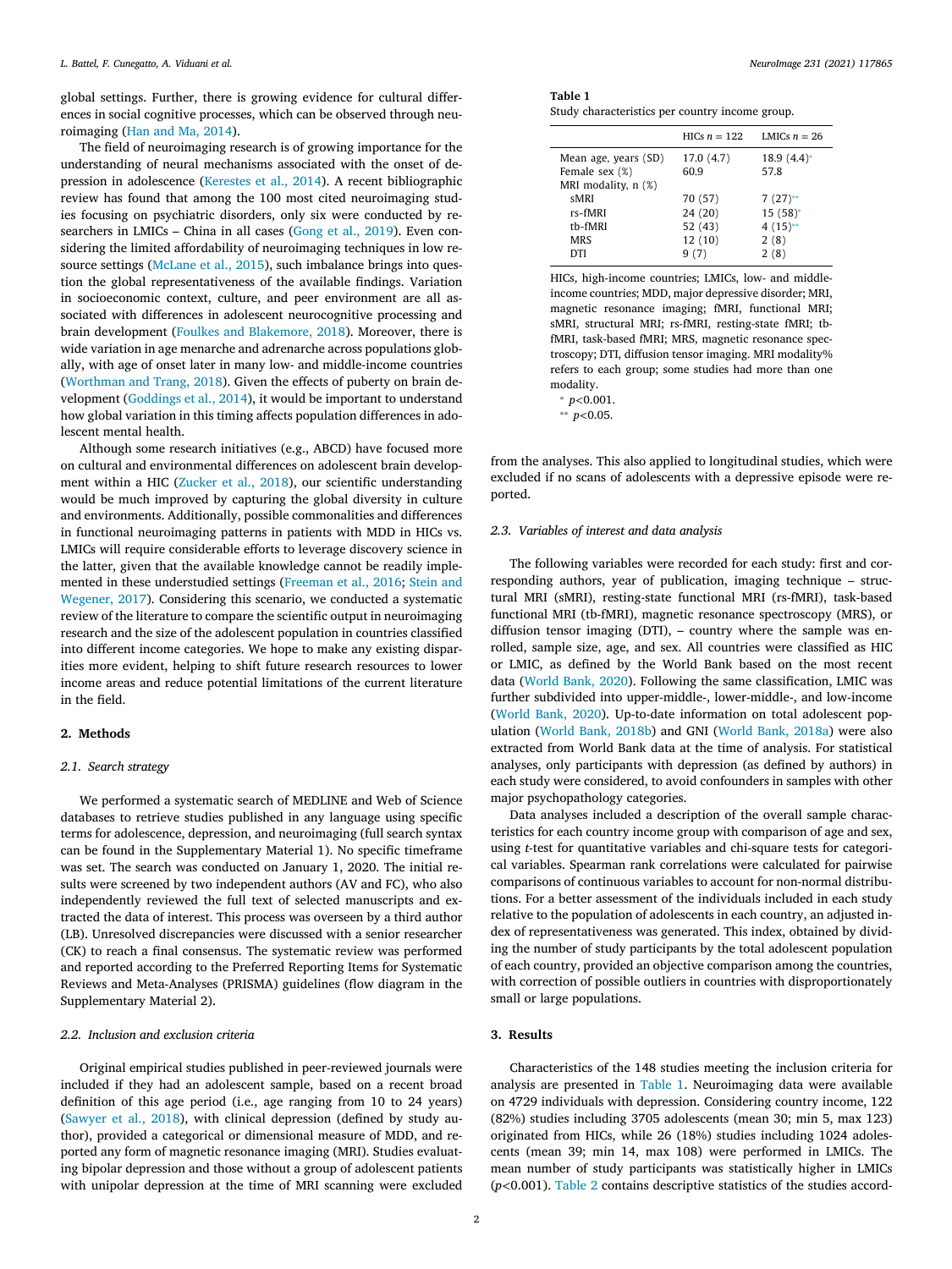global settings. Further, there is growing evidence for cultural differences in social cognitive processes, which can be observed through neuroimaging (Han and Ma, 2014).

The field of neuroimaging research is of growing importance for the understanding of neural mechanisms associated with the onset of depression in adolescence (Kerestes et al., 2014). A recent bibliographic review has found that among the 100 most cited neuroimaging studies focusing on psychiatric disorders, only six were conducted by researchers in LMICs – China in all cases (Gong et al., 2019). Even considering the limited affordability of neuroimaging techniques in low resource settings (McLane et al., 2015), such imbalance brings into question the global representativeness of the available findings. Variation in socioeconomic context, culture, and peer environment are all associated with differences in adolescent neurocognitive processing and brain development (Foulkes and Blakemore, 2018). Moreover, there is wide variation in age menarche and adrenarche across populations globally, with age of onset later in many low- and middle-income countries (Worthman and Trang, 2018). Given the effects of puberty on brain development (Goddings et al., 2014), it would be important to understand how global variation in this timing affects population differences in adolescent mental health.

Although some research initiatives (e.g., ABCD) have focused more on cultural and environmental differences on adolescent brain development within a HIC (Zucker et al., 2018), our scientific understanding would be much improved by capturing the global diversity in culture and environments. Additionally, possible commonalities and differences in functional neuroimaging patterns in patients with MDD in HICs vs. LMICs will require considerable efforts to leverage discovery science in the latter, given that the available knowledge cannot be readily implemented in these understudied settings (Freeman et al., 2016; Stein and Wegener, 2017). Considering this scenario, we conducted a systematic review of the literature to compare the scientific output in neuroimaging research and the size of the adolescent population in countries classified into different income categories. We hope to make any existing disparities more evident, helping to shift future research resources to lower income areas and reduce potential limitations of the current literature in the field.

## 2. Methods

### 2.1. Search strategy

We performed a systematic search of MEDLINE and Web of Science databases to retrieve studies published in any language using specific terms for adolescence, depression, and neuroimaging (full search syntax can be found in the Supplementary Material 1). No specific timeframe was set. The search was conducted on January 1, 2020. The initial results were screened by two independent authors (AV and FC), who also independently reviewed the full text of selected manuscripts and extracted the data of interest. This process was overseen by a third author (LB). Unresolved discrepancies were discussed with a senior researcher (CK) to reach a final consensus. The systematic review was performed and reported according to the Preferred Reporting Items for Systematic Reviews and Meta-Analyses (PRISMA) guidelines (flow diagram in the Supplementary Material 2).

### 2.2. Inclusion and exclusion criteria

Original empirical studies published in peer-reviewed journals were included if they had an adolescent sample, based on a recent broad definition of this age period (i.e., age ranging from 10 to 24 years) (Sawyer et al., 2018), with clinical depression (defined by study author), provided a categorical or dimensional measure of MDD, and reported any form of magnetic resonance imaging (MRI). Studies evaluating bipolar depression and those without a group of adolescent patients with unipolar depression at the time of MRI scanning were excluded from the analyses. This also applied to longitudinal studies, which were excluded if no scans of adolescents with a depressive episode were reported.

**Table 1**
Study characteristics per country income group.

| | HICs n = 122 | LMICs n = 26 |
|---|---|---|
| Mean age, years (SD) | 17.0 (4.7) | 18.9 (4.4)* |
| Female sex (%) | 60.9 | 57.8 |
| MRI modality, n (%) | | |
| sMRI | 70 (57) | 7 (27)** |
| rs-fMRI | 24 (20) | 15 (58)* |
| tb-fMRI | 52 (43) | 4 (15)** |
| MRS | 12 (10) | 2 (8) |
| DTI | 9 (7) | 2 (8) |

HICs, high-income countries; LMICs, low- and middle-income countries; MDD, major depressive disorder; MRI, magnetic resonance imaging; fMRI, functional MRI; sMRI, structural MRI; rs-fMRI, resting-state fMRI; tb-fMRI, task-based fMRI; MRS, magnetic resonance spectroscopy; DTI, diffusion tensor imaging. MRI modality% refers to each group; some studies had more than one modality.

\* $p<0.001$.

\*\* $p<0.05$.

### 2.3. Variables of interest and data analysis

The following variables were recorded for each study: first and corresponding authors, year of publication, imaging technique – structural MRI (sMRI), resting-state functional MRI (rs-fMRI), task-based functional MRI (tb-fMRI), magnetic resonance spectroscopy (MRS), or diffusion tensor imaging (DTI), – country where the sample was enrolled, sample size, age, and sex. All countries were classified as HIC or LMIC, as defined by the World Bank based on the most recent data (World Bank, 2020). Following the same classification, LMIC was further subdivided into upper-middle-, lower-middle-, and low-income (World Bank, 2020). Up-to-date information on total adolescent population (World Bank, 2018b) and GNI (World Bank, 2018a) were also extracted from World Bank data at the time of analysis. For statistical analyses, only participants with depression (as defined by authors) in each study were considered, to avoid confounders in samples with other major psychopathology categories.

Data analyses included a description of the overall sample characteristics for each country income group with comparison of age and sex, using t-test for quantitative variables and chi-square tests for categorical variables. Spearman rank correlations were calculated for pairwise comparisons of continuous variables to account for non-normal distributions. For a better assessment of the individuals included in each study relative to the population of adolescents in each country, an adjusted index of representativeness was generated. This index, obtained by dividing the number of study participants by the total adolescent population of each country, provided an objective comparison among the countries, with correction of possible outliers in countries with disproportionately small or large populations.

## 3. Results

Characteristics of the 148 studies meeting the inclusion criteria for analysis are presented in Table 1. Neuroimaging data were available on 4729 individuals with depression. Considering country income, 122 (82%) studies including 3705 adolescents (mean 30; min 5, max 123) originated from HICs, while 26 (18%) studies including 1024 adolescents (mean 39; min 14, max 108) were performed in LMICs. The mean number of study participants was statistically higher in LMICs ($p<0.001$). Table 2 contains descriptive statistics of the studies accord-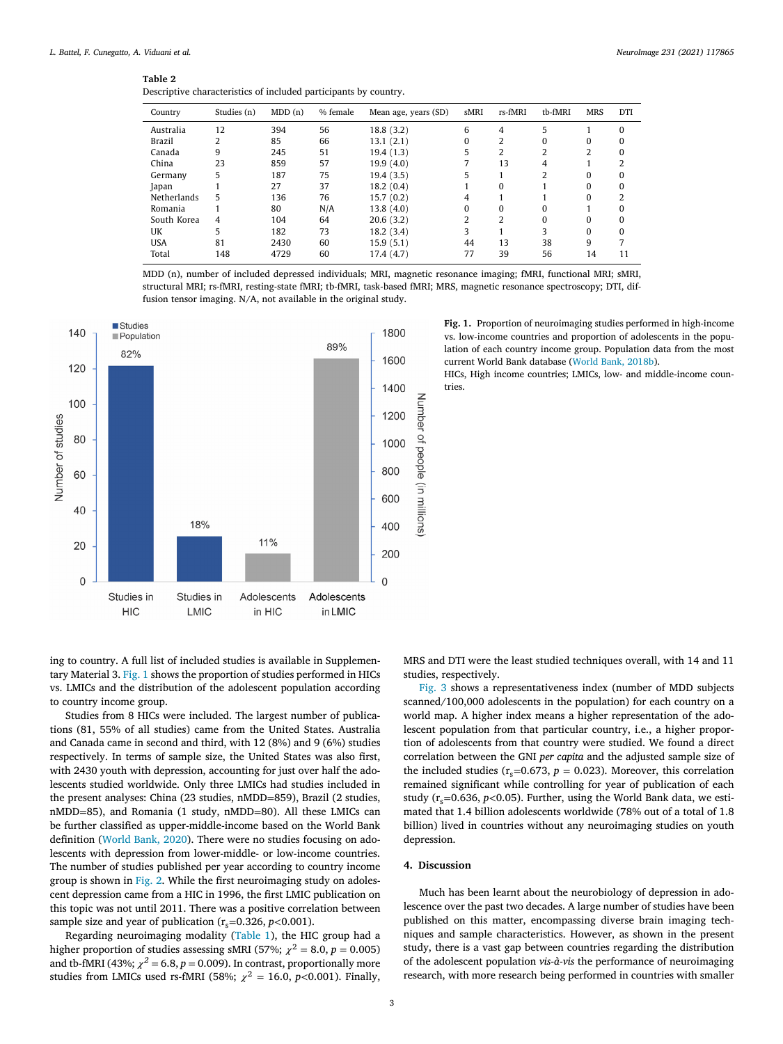**Table 2**
Descriptive characteristics of included participants by country.

| Country | Studies (n) | MDD (n) | % female | Mean age, years (SD) | sMRI | rs-fMRI | tb-fMRI | MRS | DTI |
|---|---|---|---|---|---|---|---|---|---|
| Australia | 12 | 394 | 56 | 18.8 (3.2) | 6 | 4 | 5 | 1 | 0 |
| Brazil | 2 | 85 | 66 | 13.1 (2.1) | 0 | 2 | 0 | 0 | 0 |
| Canada | 9 | 245 | 51 | 19.4 (1.3) | 5 | 2 | 2 | 2 | 0 |
| China | 23 | 859 | 57 | 19.9 (4.0) | 7 | 13 | 4 | 1 | 2 |
| Germany | 5 | 187 | 75 | 19.4 (3.5) | 5 | 1 | 2 | 0 | 0 |
| Japan | 1 | 27 | 37 | 18.2 (0.4) | 1 | 0 | 1 | 0 | 0 |
| Netherlands | 5 | 136 | 76 | 15.7 (0.2) | 4 | 1 | 1 | 0 | 2 |
| Romania | 1 | 80 | N/A | 13.8 (4.0) | 0 | 0 | 0 | 1 | 0 |
| South Korea | 4 | 104 | 64 | 20.6 (3.2) | 2 | 2 | 0 | 0 | 0 |
| UK | 5 | 182 | 73 | 18.2 (3.4) | 3 | 1 | 3 | 0 | 0 |
| USA | 81 | 2430 | 60 | 15.9 (5.1) | 44 | 13 | 38 | 9 | 7 |
| Total | 148 | 4729 | 60 | 17.4 (4.7) | 77 | 39 | 56 | 14 | 11 |

MDD (n), number of included depressed individuals; MRI, magnetic resonance imaging; fMRI, functional MRI; sMRI, structural MRI; rs-fMRI, resting-state fMRI; tb-fMRI, task-based fMRI; MRS, magnetic resonance spectroscopy; DTI, diffusion tensor imaging. N/A, not available in the original study.

**Fig. 1.** Proportion of neuroimaging studies performed in high-income vs. low-income countries and proportion of adolescents in the population of each country income group. Population data from the most current World Bank database (World Bank, 2018b).
HICs, High income countries; LMICs, low- and middle-income countries.

ing to country. A full list of included studies is available in Supplementary Material 3. Fig. 1 shows the proportion of studies performed in HICs vs. LMICs and the distribution of the adolescent population according to country income group.

Studies from 8 HICs were included. The largest number of publications (81, 55% of all studies) came from the United States. Australia and Canada came in second and third, with 12 (8%) and 9 (6%) studies respectively. In terms of sample size, the United States was also first, with 2430 youth with depression, accounting for just over half the adolescents studied worldwide. Only three LMICs had studies included in the present analyses: China (23 studies, nMDD=859), Brazil (2 studies, nMDD=85), and Romania (1 study, nMDD=80). All these LMICs can be further classified as upper-middle-income based on the World Bank definition (World Bank, 2020). There were no studies focusing on adolescents with depression from lower-middle- or low-income countries. The number of studies published per year according to country income group is shown in Fig. 2. While the first neuroimaging study on adolescent depression came from a HIC in 1996, the first LMIC publication on this topic was not until 2011. There was a positive correlation between sample size and year of publication ($r_s$=0.326, $p$<0.001).

Regarding neuroimaging modality (Table 1), the HIC group had a higher proportion of studies assessing sMRI (57%; $\chi^2$ = 8.0, $p$ = 0.005) and tb-fMRI (43%; $\chi^2$ = 6.8, $p$ = 0.009). In contrast, proportionally more studies from LMICs used rs-fMRI (58%; $\chi^2$ = 16.0, $p$<0.001). Finally, MRS and DTI were the least studied techniques overall, with 14 and 11 studies, respectively.

Fig. 3 shows a representativeness index (number of MDD subjects scanned/100,000 adolescents in the population) for each country on a world map. A higher index means a higher representation of the adolescent population from that particular country, i.e., a higher proportion of adolescents from that country were studied. We found a direct correlation between the GNI *per capita* and the adjusted sample size of the included studies ($r_s$=0.673, $p$ = 0.023). Moreover, this correlation remained significant while controlling for year of publication of each study ($r_s$=0.636, $p$<0.05). Further, using the World Bank data, we estimated that 1.4 billion adolescents worldwide (78% out of a total of 1.8 billion) lived in countries without any neuroimaging studies on youth depression.

## 4. Discussion

Much has been learnt about the neurobiology of depression in adolescence over the past two decades. A large number of studies have been published on this matter, encompassing diverse brain imaging techniques and sample characteristics. However, as shown in the present study, there is a vast gap between countries regarding the distribution of the adolescent population *vis-à-vis* the performance of neuroimaging research, with more research being performed in countries with smaller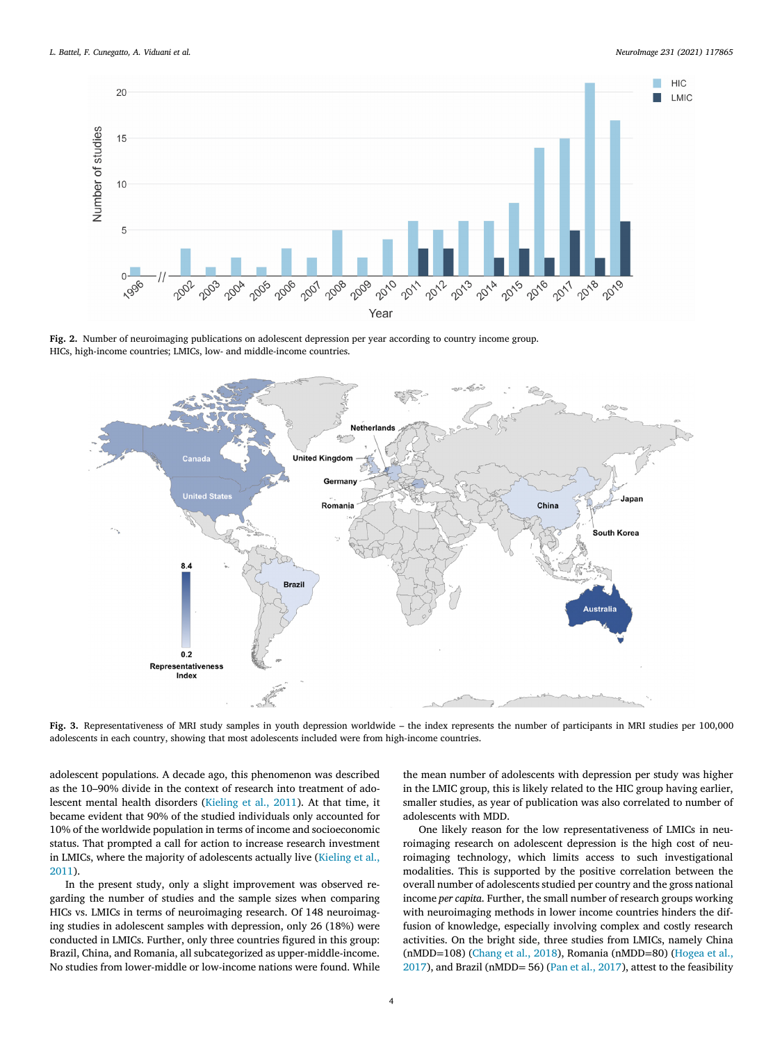Fig. 2. Number of neuroimaging publications on adolescent depression per year according to country income group.
HICs, high-income countries; LMICs, low- and middle-income countries.

Fig. 3. Representativeness of MRI study samples in youth depression worldwide – the index represents the number of participants in MRI studies per 100,000 adolescents in each country, showing that most adolescents included were from high-income countries.

adolescent populations. A decade ago, this phenomenon was described as the 10–90% divide in the context of research into treatment of adolescent mental health disorders (Kieling et al., 2011). At that time, it became evident that 90% of the studied individuals only accounted for 10% of the worldwide population in terms of income and socioeconomic status. That prompted a call for action to increase research investment in LMICs, where the majority of adolescents actually live (Kieling et al., 2011).

In the present study, only a slight improvement was observed regarding the number of studies and the sample sizes when comparing HICs vs. LMICs in terms of neuroimaging research. Of 148 neuroimaging studies in adolescent samples with depression, only 26 (18%) were conducted in LMICs. Further, only three countries figured in this group: Brazil, China, and Romania, all subcategorized as upper-middle-income. No studies from lower-middle or low-income nations were found. While the mean number of adolescents with depression per study was higher in the LMIC group, this is likely related to the HIC group having earlier, smaller studies, as year of publication was also correlated to number of adolescents with MDD.

One likely reason for the low representativeness of LMICs in neuroimaging research on adolescent depression is the high cost of neuroimaging technology, which limits access to such investigational modalities. This is supported by the positive correlation between the overall number of adolescents studied per country and the gross national income *per capita*. Further, the small number of research groups working with neuroimaging methods in lower income countries hinders the diffusion of knowledge, especially involving complex and costly research activities. On the bright side, three studies from LMICs, namely China (nMDD=108) (Chang et al., 2018), Romania (nMDD=80) (Hogea et al., 2017), and Brazil (nMDD= 56) (Pan et al., 2017), attest to the feasibility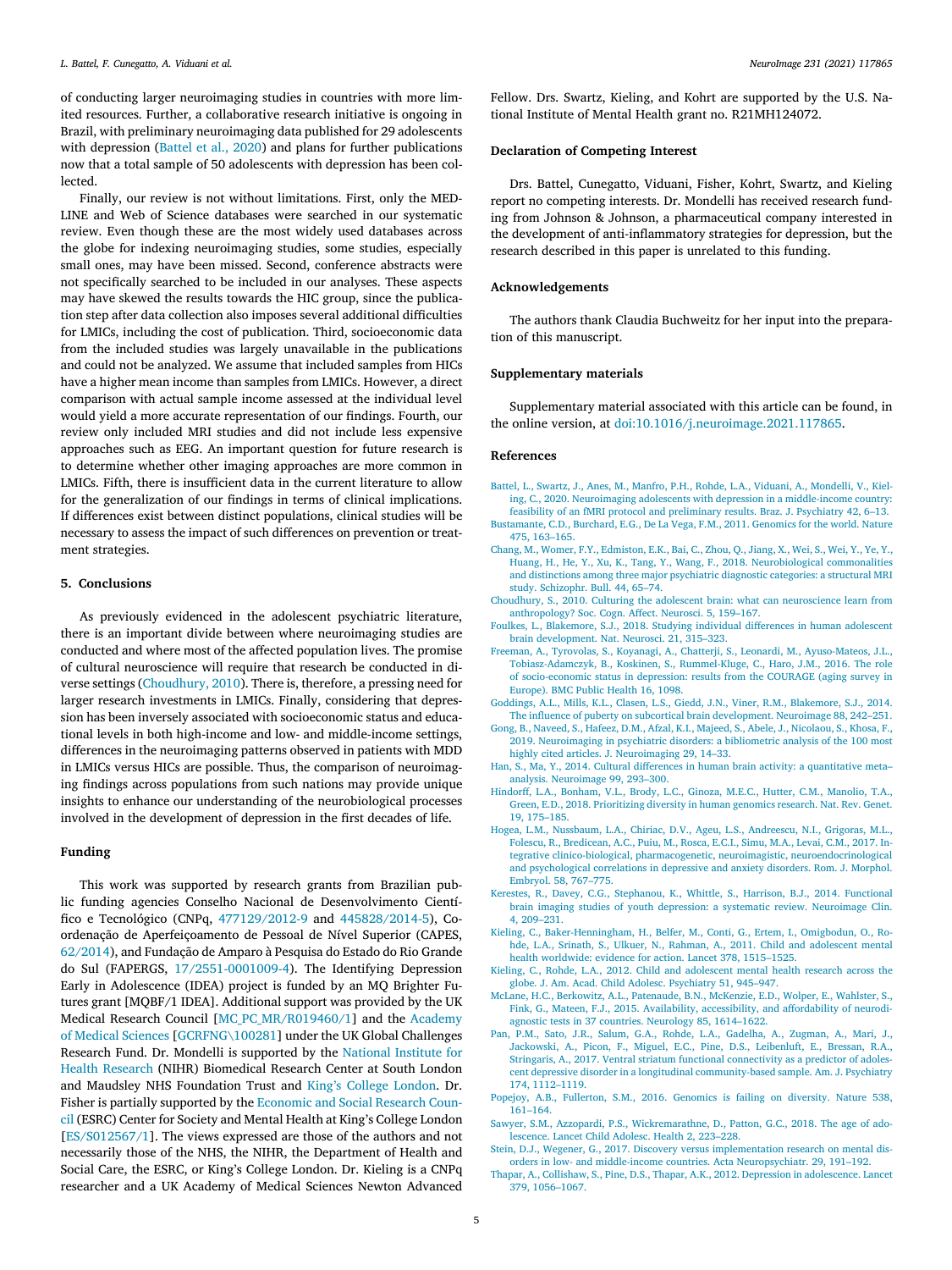of conducting larger neuroimaging studies in countries with more limited resources. Further, a collaborative research initiative is ongoing in Brazil, with preliminary neuroimaging data published for 29 adolescents with depression (Battel et al., 2020) and plans for further publications now that a total sample of 50 adolescents with depression has been collected.

Finally, our review is not without limitations. First, only the MEDLINE and Web of Science databases were searched in our systematic review. Even though these are the most widely used databases across the globe for indexing neuroimaging studies, some studies, especially small ones, may have been missed. Second, conference abstracts were not specifically searched to be included in our analyses. These aspects may have skewed the results towards the HIC group, since the publication step after data collection also imposes several additional difficulties for LMICs, including the cost of publication. Third, socioeconomic data from the included studies was largely unavailable in the publications and could not be analyzed. We assume that included samples from HICs have a higher mean income than samples from LMICs. However, a direct comparison with actual sample income assessed at the individual level would yield a more accurate representation of our findings. Fourth, our review only included MRI studies and did not include less expensive approaches such as EEG. An important question for future research is to determine whether other imaging approaches are more common in LMICs. Fifth, there is insufficient data in the current literature to allow for the generalization of our findings in terms of clinical implications. If differences exist between distinct populations, clinical studies will be necessary to assess the impact of such differences on prevention or treatment strategies.

## 5. Conclusions

As previously evidenced in the adolescent psychiatric literature, there is an important divide between where neuroimaging studies are conducted and where most of the affected population lives. The promise of cultural neuroscience will require that research be conducted in diverse settings (Choudhury, 2010). There is, therefore, a pressing need for larger research investments in LMICs. Finally, considering that depression has been inversely associated with socioeconomic status and educational levels in both high-income and low- and middle-income settings, differences in the neuroimaging patterns observed in patients with MDD in LMICs versus HICs are possible. Thus, the comparison of neuroimaging findings across populations from such nations may provide unique insights to enhance our understanding of the neurobiological processes involved in the development of depression in the first decades of life.

## Funding

This work was supported by research grants from Brazilian public funding agencies Conselho Nacional de Desenvolvimento Científico e Tecnológico (CNPq, 477129/2012-9 and 445828/2014-5), Coordenação de Aperfeiçoamento de Pessoal de Nível Superior (CAPES, 62/2014), and Fundação de Amparo à Pesquisa do Estado do Rio Grande do Sul (FAPERGS, 17/2551-0001009-4). The Identifying Depression Early in Adolescence (IDEA) project is funded by an MQ Brighter Futures grant [MQBF/1 IDEA]. Additional support was provided by the UK Medical Research Council [MC_PC_MR/R019460/1] and the Academy of Medical Sciences [GCRFNG\100281] under the UK Global Challenges Research Fund. Dr. Mondelli is supported by the National Institute for Health Research (NIHR) Biomedical Research Center at South London and Maudsley NHS Foundation Trust and King's College London. Dr. Fisher is partially supported by the Economic and Social Research Council (ESRC) Center for Society and Mental Health at King's College London [ES/S012567/1]. The views expressed are those of the authors and not necessarily those of the NHS, the NIHR, the Department of Health and Social Care, the ESRC, or King's College London. Dr. Kieling is a CNPq researcher and a UK Academy of Medical Sciences Newton Advanced Fellow. Drs. Swartz, Kieling, and Kohrt are supported by the U.S. National Institute of Mental Health grant no. R21MH124072.

## Declaration of Competing Interest

Drs. Battel, Cunegatto, Viduani, Fisher, Kohrt, Swartz, and Kieling report no competing interests. Dr. Mondelli has received research funding from Johnson & Johnson, a pharmaceutical company interested in the development of anti-inflammatory strategies for depression, but the research described in this paper is unrelated to this funding.

## Acknowledgements

The authors thank Claudia Buchweitz for her input into the preparation of this manuscript.

## Supplementary materials

Supplementary material associated with this article can be found, in the online version, at doi:10.1016/j.neuroimage.2021.117865.

## References

Battel, L., Swartz, J., Anes, M., Manfro, P.H., Rohde, L.A., Viduani, A., Mondelli, V., Kieling, C., 2020. Neuroimaging adolescents with depression in a middle-income country: feasibility of an fMRI protocol and preliminary results. Braz. J. Psychiatry 42, 6–13.

Bustamante, C.D., Burchard, E.G., De La Vega, F.M., 2011. Genomics for the world. Nature 475, 163–165.

Chang, M., Womer, F.Y., Edmiston, E.K., Bai, C., Zhou, Q., Jiang, X., Wei, S., Wei, Y., Ye, Y., Huang, H., He, Y., Xu, K., Tang, Y., Wang, F., 2018. Neurobiological commonalities and distinctions among three major psychiatric diagnostic categories: a structural MRI study. Schizophr. Bull. 44, 65–74.

Choudhury, S., 2010. Culturing the adolescent brain: what can neuroscience learn from anthropology? Soc. Cogn. Affect. Neurosci. 5, 159–167.

Foulkes, L., Blakemore, S.J., 2018. Studying individual differences in human adolescent brain development. Nat. Neurosci. 21, 315–323.

Freeman, A., Tyrovolas, S., Koyanagi, A., Chatterji, S., Leonardi, M., Ayuso-Mateos, J.L., Tobiasz-Adamczyk, B., Koskinen, S., Rummel-Kluge, C., Haro, J.M., 2016. The role of socio-economic status in depression: results from the COURAGE (aging survey in Europe). BMC Public Health 16, 1098.

Goddings, A.L., Mills, K.L., Clasen, L.S., Giedd, J.N., Viner, R.M., Blakemore, S.J., 2014. The influence of puberty on subcortical brain development. Neuroimage 88, 242–251.

Gong, B., Naveed, S., Hafeez, D.M., Afzal, K.I., Majeed, S., Abele, J., Nicolaou, S., Khosa, F., 2019. Neuroimaging in psychiatric disorders: a bibliometric analysis of the 100 most highly cited articles. J. Neuroimaging 29, 14–33.

Han, S., Ma, Y., 2014. Cultural differences in human brain activity: a quantitative meta-analysis. Neuroimage 99, 293–300.

Hindorff, L.A., Bonham, V.L., Brody, L.C., Ginoza, M.E.C., Hutter, C.M., Manolio, T.A., Green, E.D., 2018. Prioritizing diversity in human genomics research. Nat. Rev. Genet. 19, 175–185.

Hogea, L.M., Nussbaum, L.A., Chiriac, D.V., Ageu, L.S., Andreescu, N.I., Grigoras, M.L., Folescu, R., Bredicean, A.C., Puiu, M., Rosca, E.C.I., Simu, M.A., Levai, C.M., 2017. Integrative clinico-biological, pharmacogenetic, neuroimagistic, neuroendocrinological and psychological correlations in depressive and anxiety disorders. Rom. J. Morphol. Embryol. 58, 767–775.

Kerestes, R., Davey, C.G., Stephanou, K., Whittle, S., Harrison, B.J., 2014. Functional brain imaging studies of youth depression: a systematic review. Neuroimage Clin. 4, 209–231.

Kieling, C., Baker-Henningham, H., Belfer, M., Conti, G., Ertem, I., Omigbodun, O., Rohde, L.A., Srinath, S., Ulkuer, N., Rahman, A., 2011. Child and adolescent mental health worldwide: evidence for action. Lancet 378, 1515–1525.

Kieling, C., Rohde, L.A., 2012. Child and adolescent mental health research across the globe. J. Am. Acad. Child Adolesc. Psychiatry 51, 945–947.

McLane, H.C., Berkowitz, A.L., Patenaude, B.N., McKenzie, E.D., Wolper, E., Wahlster, S., Fink, G., Mateen, F.J., 2015. Availability, accessibility, and affordability of neurodiagnostic tests in 37 countries. Neurology 85, 1614–1622.

Pan, P.M., Sato, J.R., Salum, G.A., Rohde, L.A., Gadelha, A., Zugman, A., Mari, J., Jackowski, A., Picon, F., Miguel, E.C., Pine, D.S., Leibenluft, E., Bressan, R.A., Stringaris, A., 2017. Ventral striatum functional connectivity as a predictor of adolescent depressive disorder in a longitudinal community-based sample. Am. J. Psychiatry 174, 1112–1119.

Popejoy, A.B., Fullerton, S.M., 2016. Genomics is failing on diversity. Nature 538, 161–164.

Sawyer, S.M., Azzopardi, P.S., Wickremarathne, D., Patton, G.C., 2018. The age of adolescence. Lancet Child Adolesc. Health 2, 223–228.

Stein, D.J., Wegener, G., 2017. Discovery versus implementation research on mental disorders in low- and middle-income countries. Acta Neuropsychiatr. 29, 191–192.

Thapar, A., Collishaw, S., Pine, D.S., Thapar, A.K., 2012. Depression in adolescence. Lancet 379, 1056–1067.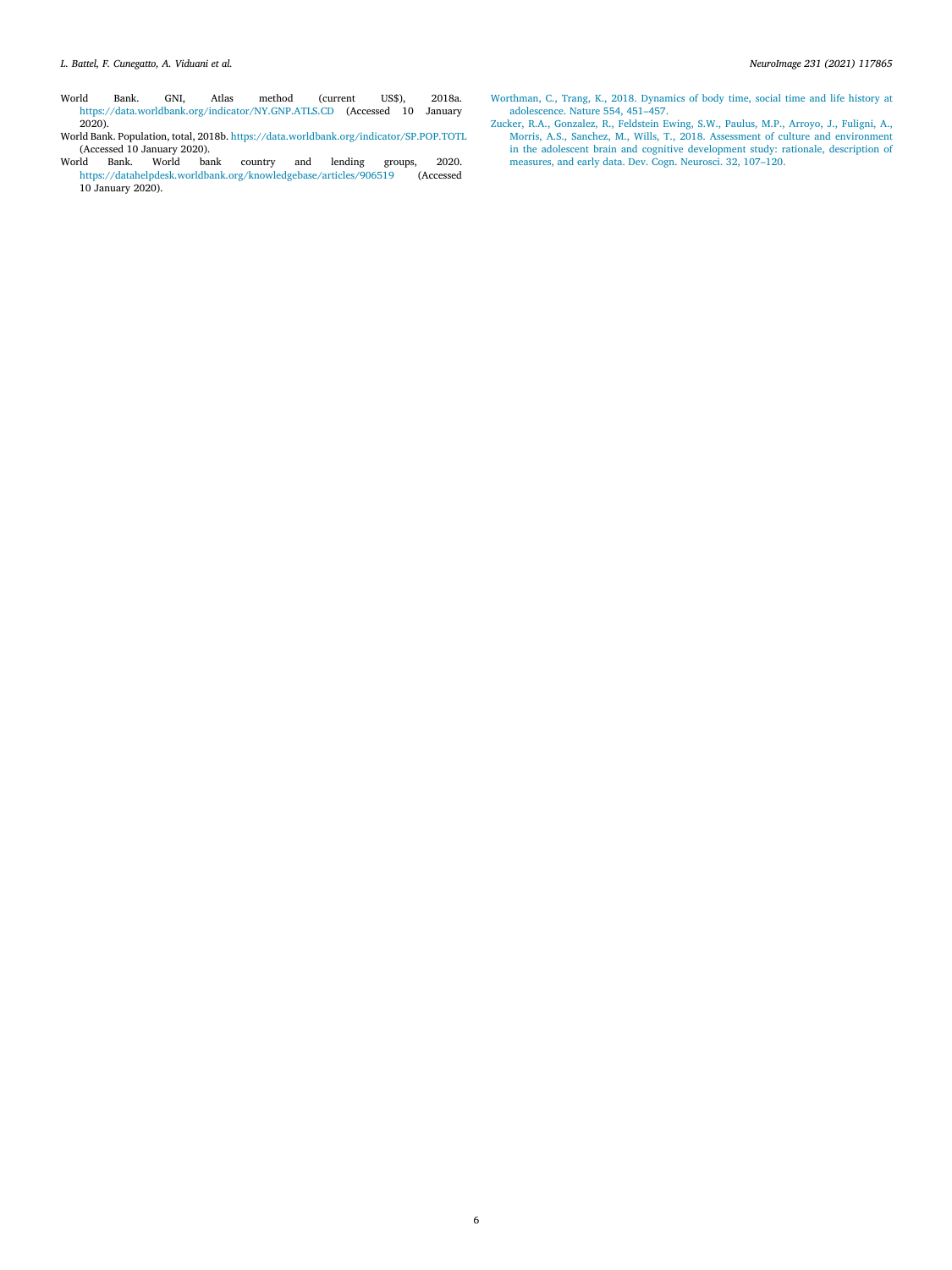World Bank. GNI, Atlas method (current US$), 2018a. https://data.worldbank.org/indicator/NY.GNP.ATLS.CD (Accessed 10 January 2020).

World Bank. Population, total, 2018b. https://data.worldbank.org/indicator/SP.POP.TOTL (Accessed 10 January 2020).

World Bank. World bank country and lending groups, 2020. https://datahelpdesk.worldbank.org/knowledgebase/articles/906519 (Accessed 10 January 2020).

Worthman, C., Trang, K., 2018. Dynamics of body time, social time and life history at adolescence. Nature 554, 451–457.

Zucker, R.A., Gonzalez, R., Feldstein Ewing, S.W., Paulus, M.P., Arroyo, J., Fuligni, A., Morris, A.S., Sanchez, M., Wills, T., 2018. Assessment of culture and environment in the adolescent brain and cognitive development study: rationale, description of measures, and early data. Dev. Cogn. Neurosci. 32, 107–120.